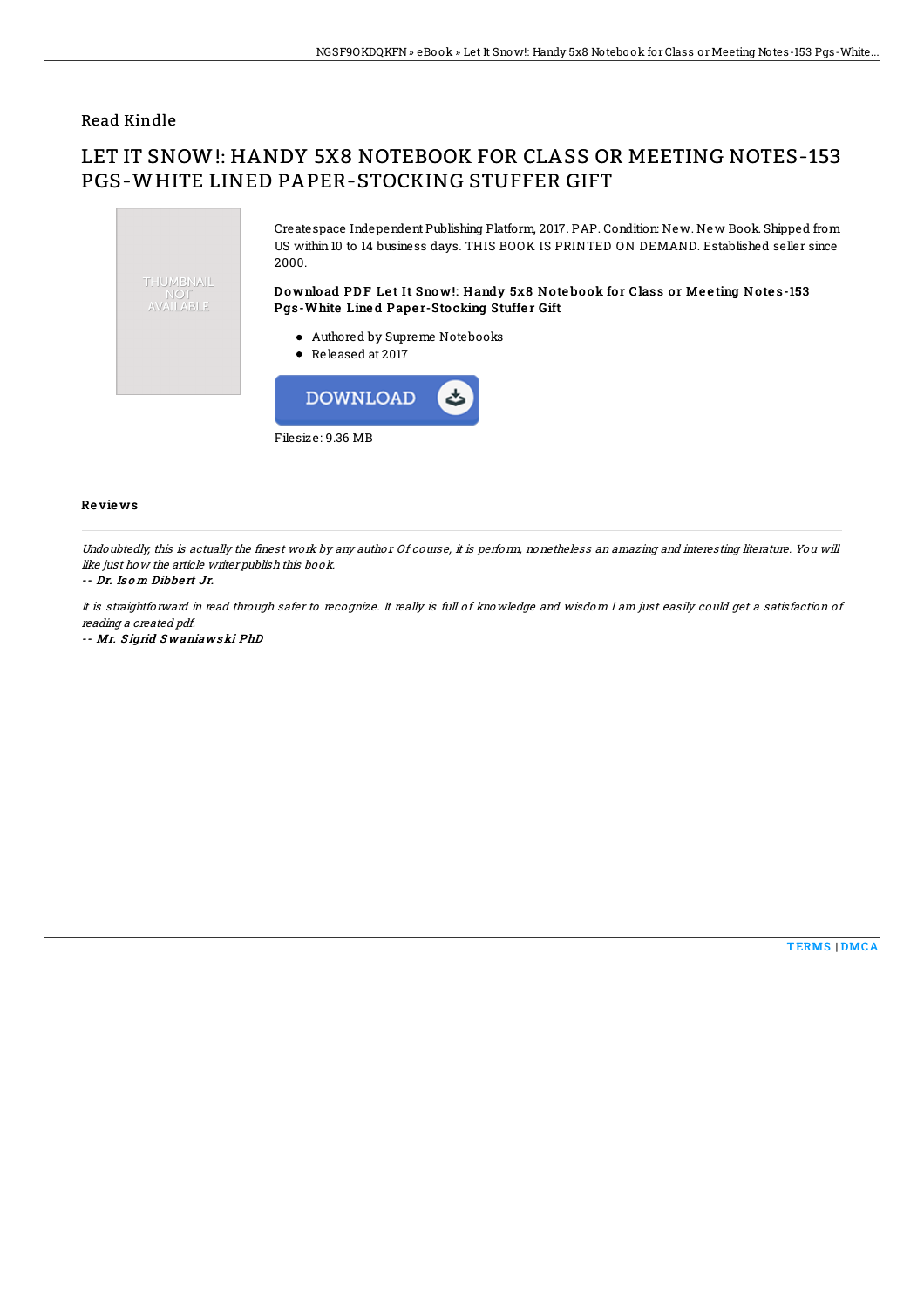Read Kindle

# LET IT SNOW!: HANDY 5X8 NOTEBOOK FOR CLASS OR MEETING NOTES-153 PGS-WHITE LINED PAPER-STOCKING STUFFER GIFT

Createspace Independent Publishing Platform, 2017. PAP. Condition: New. New Book. Shipped from US within 10 to 14 business days. THIS BOOK IS PRINTED ON DEMAND. Established seller since 2000.

### Download PDF Let It Snow!: Handy 5x8 Notebook for Class or Meeting Notes-153 Pgs-White Lined Paper-Stocking Stuffer Gift

- Authored by Supreme Notebooks
- Released at 2017

DOWNLOAD

Filesize: 9.36 MB

## Reviews

*Undoubtedly, this is actually the finest work by any author. Of course, it is perform, nonetheless an amazing and interesting literature. You will like just how the article writer publish this book.*

*-- Dr. Isom Dibbert Jr.*

*It is straightforward in read through safer to recognize. It really is full of knowledge and wisdom I am just easily could get a satisfaction of reading a created pdf.*

*-- Mr. Sigrid Swaniawski PhD*

TERMS | DMCA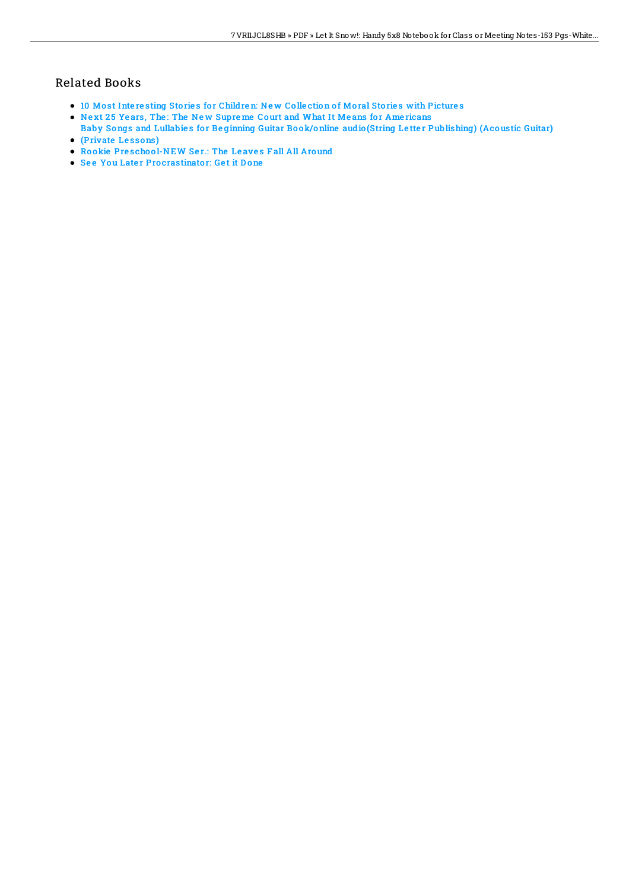## Related Books

- 10 Most Interesting Stories for Children: New Collection of Moral Stories with Pictures
- Next 25 Years, The: The New Supreme Court and What It Means for Americans
  Baby Songs and Lullabies for Beginning Guitar Book/online audio(String Letter Publishing) (Acoustic Guitar)
- (Private Lessons)
- Rookie Preschool-NEW Ser.: The Leaves Fall All Around
- See You Later Procrastinator: Get it Done